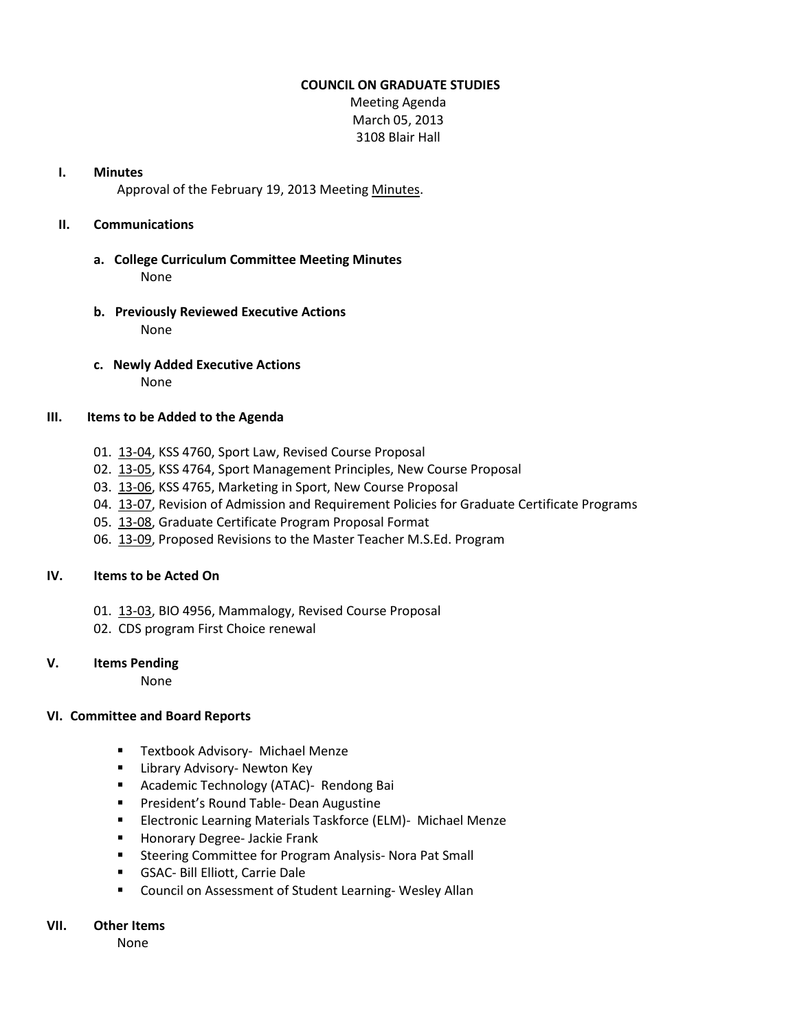**COUNCIL ON GRADUATE STUDIES**

Meeting Agenda
March 05, 2013
3108 Blair Hall

**I. Minutes**

Approval of the February 19, 2013 Meeting Minutes.

**II. Communications**

**a. College Curriculum Committee Meeting Minutes**

None

**b. Previously Reviewed Executive Actions**

None

**c. Newly Added Executive Actions**

None

**III. Items to be Added to the Agenda**

01. 13-04, KSS 4760, Sport Law, Revised Course Proposal
02. 13-05, KSS 4764, Sport Management Principles, New Course Proposal
03. 13-06, KSS 4765, Marketing in Sport, New Course Proposal
04. 13-07, Revision of Admission and Requirement Policies for Graduate Certificate Programs
05. 13-08, Graduate Certificate Program Proposal Format
06. 13-09, Proposed Revisions to the Master Teacher M.S.Ed. Program

**IV. Items to be Acted On**

01. 13-03, BIO 4956, Mammalogy, Revised Course Proposal
02. CDS program First Choice renewal

**V. Items Pending**

None

**VI. Committee and Board Reports**

- Textbook Advisory- Michael Menze
- Library Advisory- Newton Key
- Academic Technology (ATAC)- Rendong Bai
- President's Round Table- Dean Augustine
- Electronic Learning Materials Taskforce (ELM)- Michael Menze
- Honorary Degree- Jackie Frank
- Steering Committee for Program Analysis- Nora Pat Small
- GSAC- Bill Elliott, Carrie Dale
- Council on Assessment of Student Learning- Wesley Allan

**VII. Other Items**

None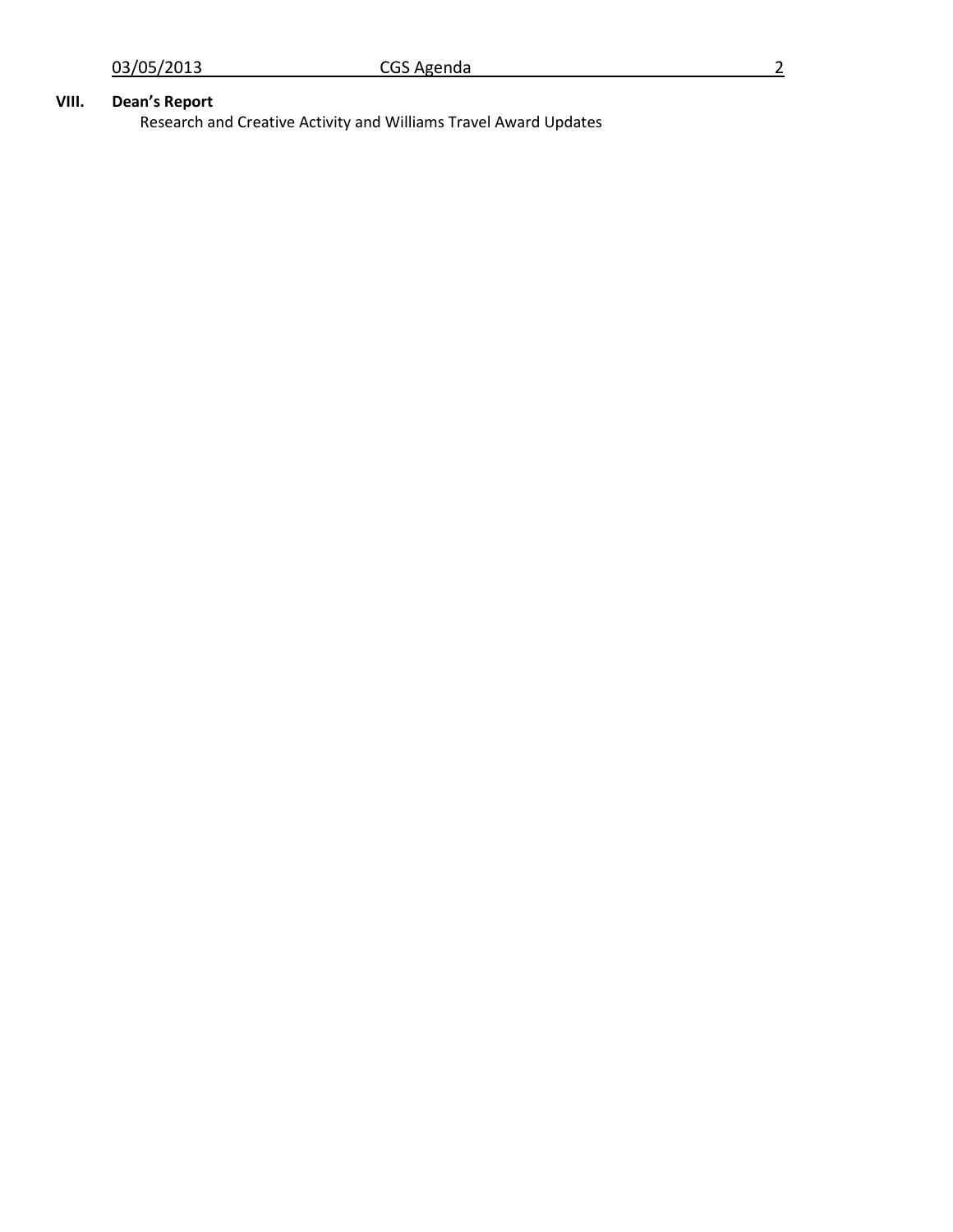**VIII. Dean's Report**

Research and Creative Activity and Williams Travel Award Updates